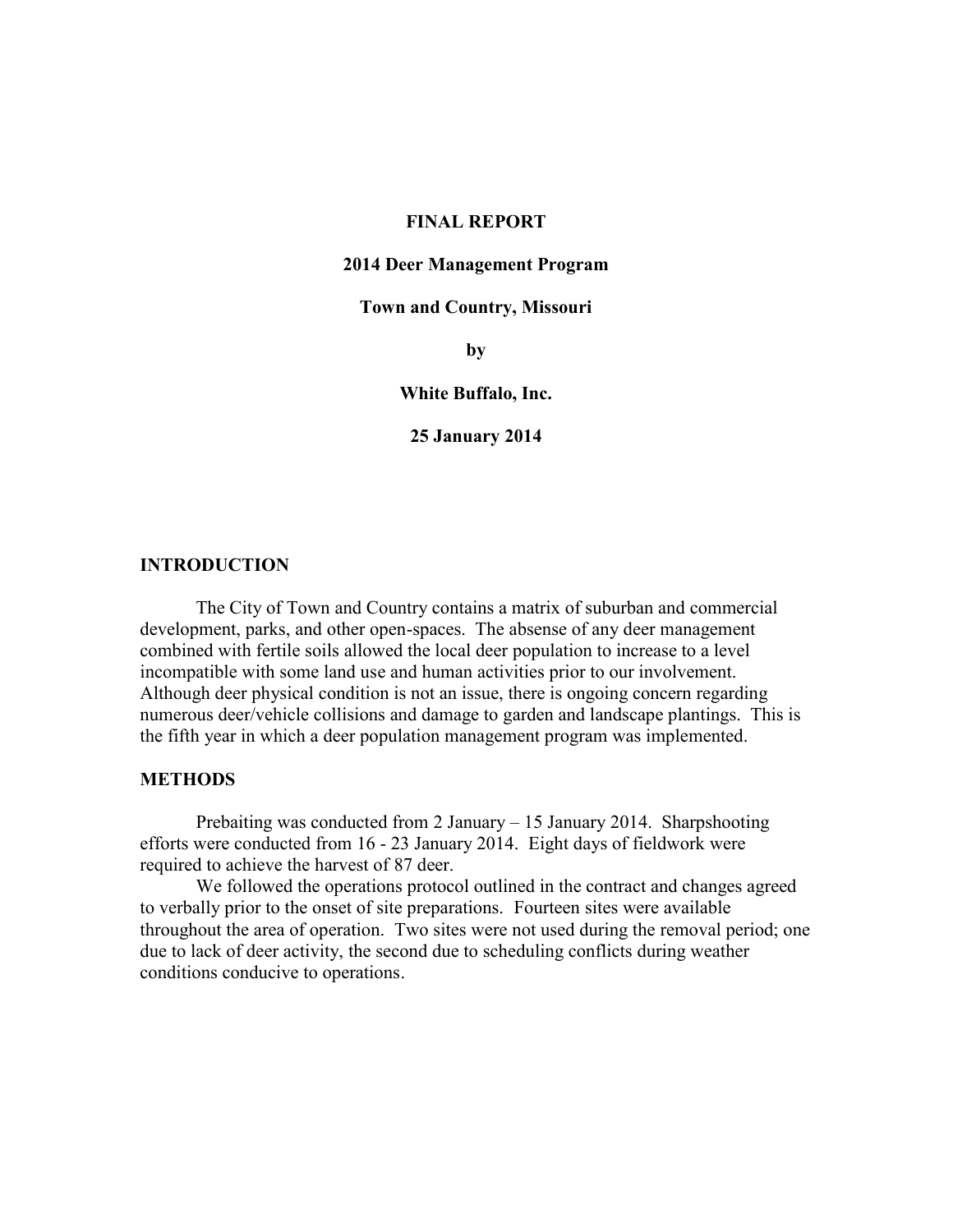**FINAL REPORT**

**2014 Deer Management Program**

**Town and Country, Missouri**

**by**

**White Buffalo, Inc.**

**25 January 2014**

## INTRODUCTION

The City of Town and Country contains a matrix of suburban and commercial development, parks, and other open-spaces. The absense of any deer management combined with fertile soils allowed the local deer population to increase to a level incompatible with some land use and human activities prior to our involvement. Although deer physical condition is not an issue, there is ongoing concern regarding numerous deer/vehicle collisions and damage to garden and landscape plantings. This is the fifth year in which a deer population management program was implemented.

## METHODS

Prebaiting was conducted from 2 January – 15 January 2014. Sharpshooting efforts were conducted from 16 - 23 January 2014. Eight days of fieldwork were required to achieve the harvest of 87 deer.

We followed the operations protocol outlined in the contract and changes agreed to verbally prior to the onset of site preparations. Fourteen sites were available throughout the area of operation. Two sites were not used during the removal period; one due to lack of deer activity, the second due to scheduling conflicts during weather conditions conducive to operations.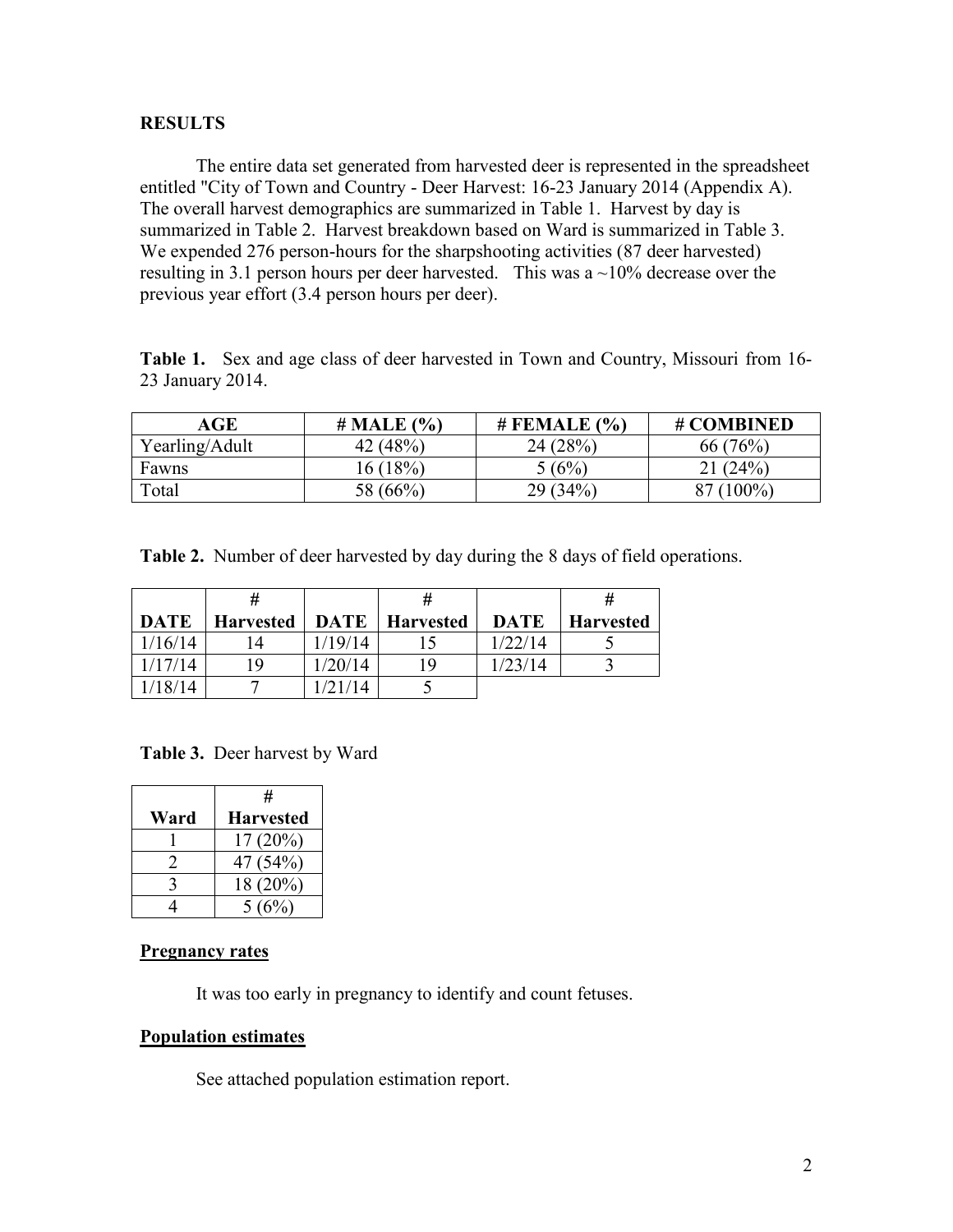## RESULTS

The entire data set generated from harvested deer is represented in the spreadsheet entitled "City of Town and Country - Deer Harvest: 16-23 January 2014 (Appendix A). The overall harvest demographics are summarized in Table 1. Harvest by day is summarized in Table 2. Harvest breakdown based on Ward is summarized in Table 3. We expended 276 person-hours for the sharpshooting activities (87 deer harvested) resulting in 3.1 person hours per deer harvested. This was a ~10% decrease over the previous year effort (3.4 person hours per deer).

**Table 1.** Sex and age class of deer harvested in Town and Country, Missouri from 16-23 January 2014.

| AGE | # MALE (%) | # FEMALE (%) | # COMBINED |
|---|---|---|---|
| Yearling/Adult | 42 (48%) | 24 (28%) | 66 (76%) |
| Fawns | 16 (18%) | 5 (6%) | 21 (24%) |
| Total | 58 (66%) | 29 (34%) | 87 (100%) |

**Table 2.** Number of deer harvested by day during the 8 days of field operations.

| DATE | # Harvested | DATE | # Harvested | DATE | # Harvested |
|---|---|---|---|---|---|
| 1/16/14 | 14 | 1/19/14 | 15 | 1/22/14 | 5 |
| 1/17/14 | 19 | 1/20/14 | 19 | 1/23/14 | 3 |
| 1/18/14 | 7 | 1/21/14 | 5 | | |

**Table 3.** Deer harvest by Ward

| Ward | # Harvested |
|---|---|
| 1 | 17 (20%) |
| 2 | 47 (54%) |
| 3 | 18 (20%) |
| 4 | 5 (6%) |

### Pregnancy rates

It was too early in pregnancy to identify and count fetuses.

### Population estimates

See attached population estimation report.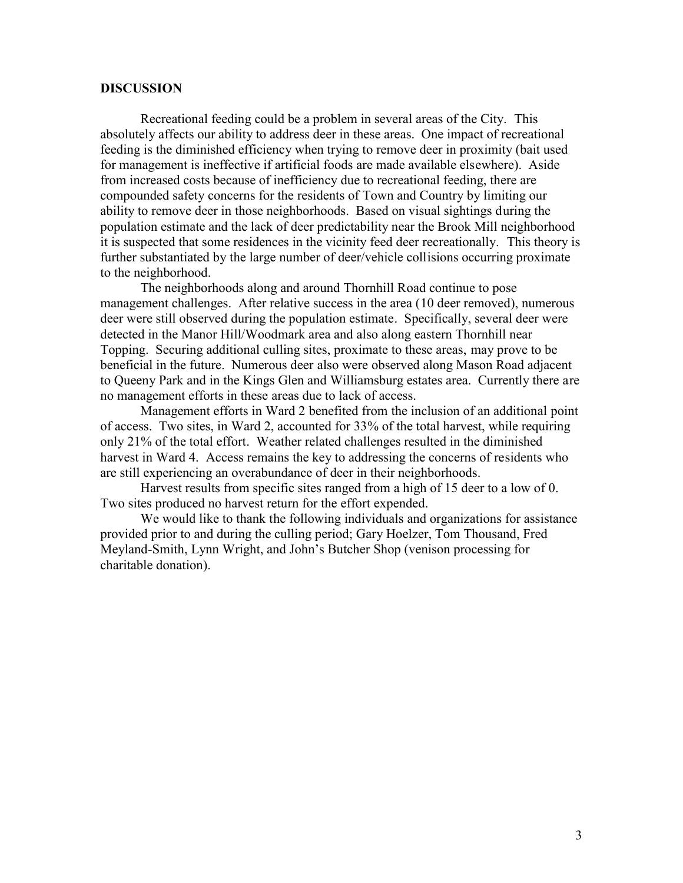## DISCUSSION

Recreational feeding could be a problem in several areas of the City. This absolutely affects our ability to address deer in these areas. One impact of recreational feeding is the diminished efficiency when trying to remove deer in proximity (bait used for management is ineffective if artificial foods are made available elsewhere). Aside from increased costs because of inefficiency due to recreational feeding, there are compounded safety concerns for the residents of Town and Country by limiting our ability to remove deer in those neighborhoods. Based on visual sightings during the population estimate and the lack of deer predictability near the Brook Mill neighborhood it is suspected that some residences in the vicinity feed deer recreationally. This theory is further substantiated by the large number of deer/vehicle collisions occurring proximate to the neighborhood.

The neighborhoods along and around Thornhill Road continue to pose management challenges. After relative success in the area (10 deer removed), numerous deer were still observed during the population estimate. Specifically, several deer were detected in the Manor Hill/Woodmark area and also along eastern Thornhill near Topping. Securing additional culling sites, proximate to these areas, may prove to be beneficial in the future. Numerous deer also were observed along Mason Road adjacent to Queeny Park and in the Kings Glen and Williamsburg estates area. Currently there are no management efforts in these areas due to lack of access.

Management efforts in Ward 2 benefited from the inclusion of an additional point of access. Two sites, in Ward 2, accounted for 33% of the total harvest, while requiring only 21% of the total effort. Weather related challenges resulted in the diminished harvest in Ward 4. Access remains the key to addressing the concerns of residents who are still experiencing an overabundance of deer in their neighborhoods.

Harvest results from specific sites ranged from a high of 15 deer to a low of 0. Two sites produced no harvest return for the effort expended.

We would like to thank the following individuals and organizations for assistance provided prior to and during the culling period; Gary Hoelzer, Tom Thousand, Fred Meyland-Smith, Lynn Wright, and John's Butcher Shop (venison processing for charitable donation).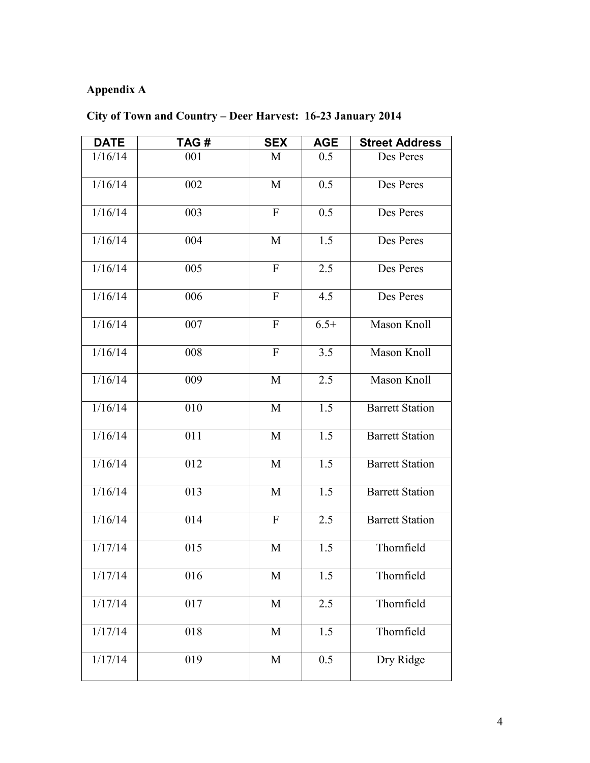**Appendix A**

**City of Town and Country – Deer Harvest: 16-23 January 2014**

| DATE | TAG # | SEX | AGE | Street Address |
|---|---|---|---|---|
| 1/16/14 | 001 | M | 0.5 | Des Peres |
| 1/16/14 | 002 | M | 0.5 | Des Peres |
| 1/16/14 | 003 | F | 0.5 | Des Peres |
| 1/16/14 | 004 | M | 1.5 | Des Peres |
| 1/16/14 | 005 | F | 2.5 | Des Peres |
| 1/16/14 | 006 | F | 4.5 | Des Peres |
| 1/16/14 | 007 | F | 6.5+ | Mason Knoll |
| 1/16/14 | 008 | F | 3.5 | Mason Knoll |
| 1/16/14 | 009 | M | 2.5 | Mason Knoll |
| 1/16/14 | 010 | M | 1.5 | Barrett Station |
| 1/16/14 | 011 | M | 1.5 | Barrett Station |
| 1/16/14 | 012 | M | 1.5 | Barrett Station |
| 1/16/14 | 013 | M | 1.5 | Barrett Station |
| 1/16/14 | 014 | F | 2.5 | Barrett Station |
| 1/17/14 | 015 | M | 1.5 | Thornfield |
| 1/17/14 | 016 | M | 1.5 | Thornfield |
| 1/17/14 | 017 | M | 2.5 | Thornfield |
| 1/17/14 | 018 | M | 1.5 | Thornfield |
| 1/17/14 | 019 | M | 0.5 | Dry Ridge |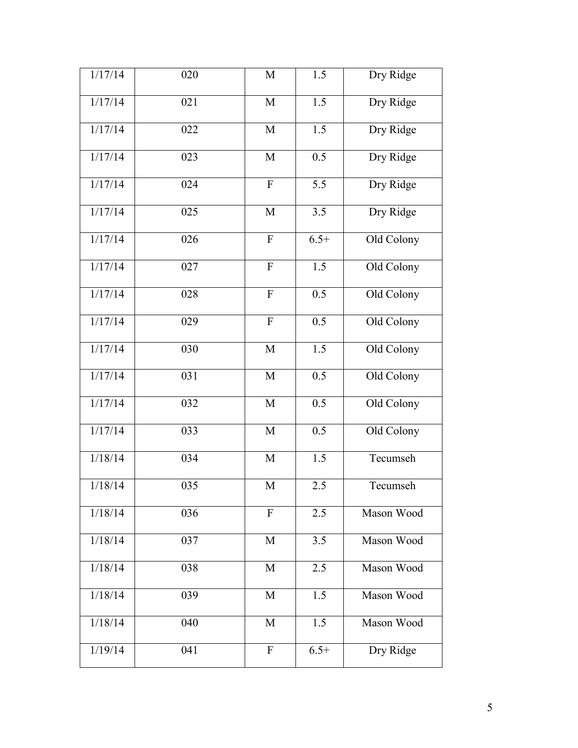| 1/17/14 | 020 | M | 1.5 | Dry Ridge |
|---|---|---|---|---|
| 1/17/14 | 021 | M | 1.5 | Dry Ridge |
| 1/17/14 | 022 | M | 1.5 | Dry Ridge |
| 1/17/14 | 023 | M | 0.5 | Dry Ridge |
| 1/17/14 | 024 | F | 5.5 | Dry Ridge |
| 1/17/14 | 025 | M | 3.5 | Dry Ridge |
| 1/17/14 | 026 | F | 6.5+ | Old Colony |
| 1/17/14 | 027 | F | 1.5 | Old Colony |
| 1/17/14 | 028 | F | 0.5 | Old Colony |
| 1/17/14 | 029 | F | 0.5 | Old Colony |
| 1/17/14 | 030 | M | 1.5 | Old Colony |
| 1/17/14 | 031 | M | 0.5 | Old Colony |
| 1/17/14 | 032 | M | 0.5 | Old Colony |
| 1/17/14 | 033 | M | 0.5 | Old Colony |
| 1/18/14 | 034 | M | 1.5 | Tecumseh |
| 1/18/14 | 035 | M | 2.5 | Tecumseh |
| 1/18/14 | 036 | F | 2.5 | Mason Wood |
| 1/18/14 | 037 | M | 3.5 | Mason Wood |
| 1/18/14 | 038 | M | 2.5 | Mason Wood |
| 1/18/14 | 039 | M | 1.5 | Mason Wood |
| 1/18/14 | 040 | M | 1.5 | Mason Wood |
| 1/19/14 | 041 | F | 6.5+ | Dry Ridge |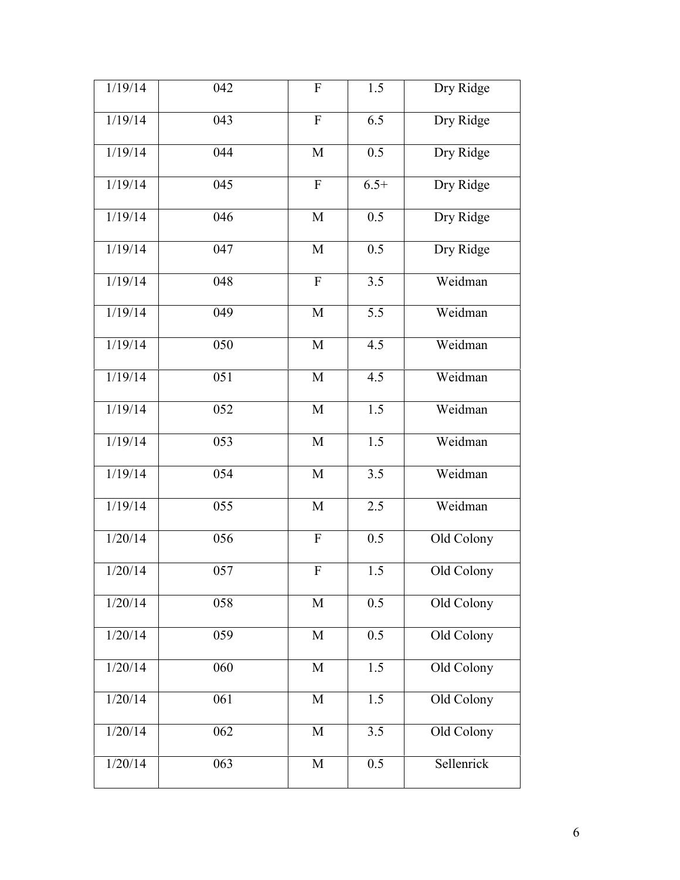| 1/19/14 | 042 | F | 1.5 | Dry Ridge |
|---|---|---|---|---|
| 1/19/14 | 043 | F | 6.5 | Dry Ridge |
| 1/19/14 | 044 | M | 0.5 | Dry Ridge |
| 1/19/14 | 045 | F | 6.5+ | Dry Ridge |
| 1/19/14 | 046 | M | 0.5 | Dry Ridge |
| 1/19/14 | 047 | M | 0.5 | Dry Ridge |
| 1/19/14 | 048 | F | 3.5 | Weidman |
| 1/19/14 | 049 | M | 5.5 | Weidman |
| 1/19/14 | 050 | M | 4.5 | Weidman |
| 1/19/14 | 051 | M | 4.5 | Weidman |
| 1/19/14 | 052 | M | 1.5 | Weidman |
| 1/19/14 | 053 | M | 1.5 | Weidman |
| 1/19/14 | 054 | M | 3.5 | Weidman |
| 1/19/14 | 055 | M | 2.5 | Weidman |
| 1/20/14 | 056 | F | 0.5 | Old Colony |
| 1/20/14 | 057 | F | 1.5 | Old Colony |
| 1/20/14 | 058 | M | 0.5 | Old Colony |
| 1/20/14 | 059 | M | 0.5 | Old Colony |
| 1/20/14 | 060 | M | 1.5 | Old Colony |
| 1/20/14 | 061 | M | 1.5 | Old Colony |
| 1/20/14 | 062 | M | 3.5 | Old Colony |
| 1/20/14 | 063 | M | 0.5 | Sellenrick |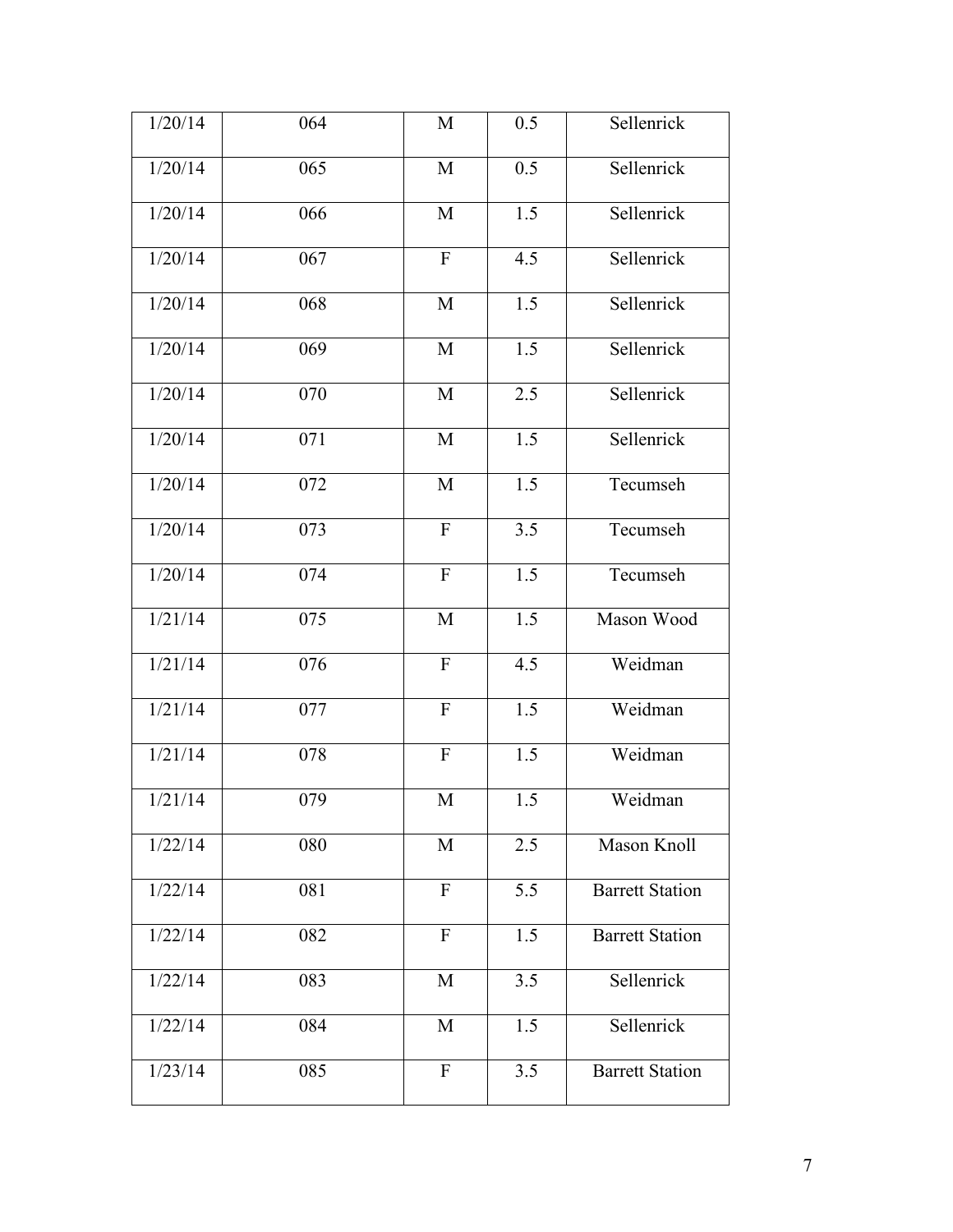| 1/20/14 | 064 | M | 0.5 | Sellenrick |
|---|---|---|---|---|
| 1/20/14 | 065 | M | 0.5 | Sellenrick |
| 1/20/14 | 066 | M | 1.5 | Sellenrick |
| 1/20/14 | 067 | F | 4.5 | Sellenrick |
| 1/20/14 | 068 | M | 1.5 | Sellenrick |
| 1/20/14 | 069 | M | 1.5 | Sellenrick |
| 1/20/14 | 070 | M | 2.5 | Sellenrick |
| 1/20/14 | 071 | M | 1.5 | Sellenrick |
| 1/20/14 | 072 | M | 1.5 | Tecumseh |
| 1/20/14 | 073 | F | 3.5 | Tecumseh |
| 1/20/14 | 074 | F | 1.5 | Tecumseh |
| 1/21/14 | 075 | M | 1.5 | Mason Wood |
| 1/21/14 | 076 | F | 4.5 | Weidman |
| 1/21/14 | 077 | F | 1.5 | Weidman |
| 1/21/14 | 078 | F | 1.5 | Weidman |
| 1/21/14 | 079 | M | 1.5 | Weidman |
| 1/22/14 | 080 | M | 2.5 | Mason Knoll |
| 1/22/14 | 081 | F | 5.5 | Barrett Station |
| 1/22/14 | 082 | F | 1.5 | Barrett Station |
| 1/22/14 | 083 | M | 3.5 | Sellenrick |
| 1/22/14 | 084 | M | 1.5 | Sellenrick |
| 1/23/14 | 085 | F | 3.5 | Barrett Station |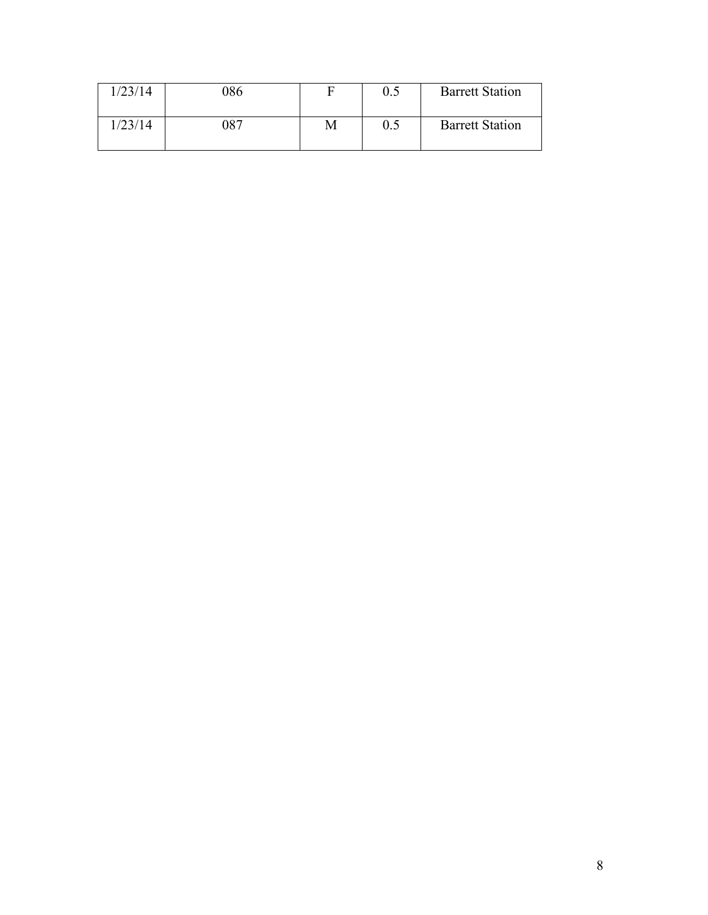| | | | | |
|---|---|---|---|---|
| 1/23/14 | 086 | F | 0.5 | Barrett Station |
| 1/23/14 | 087 | M | 0.5 | Barrett Station |